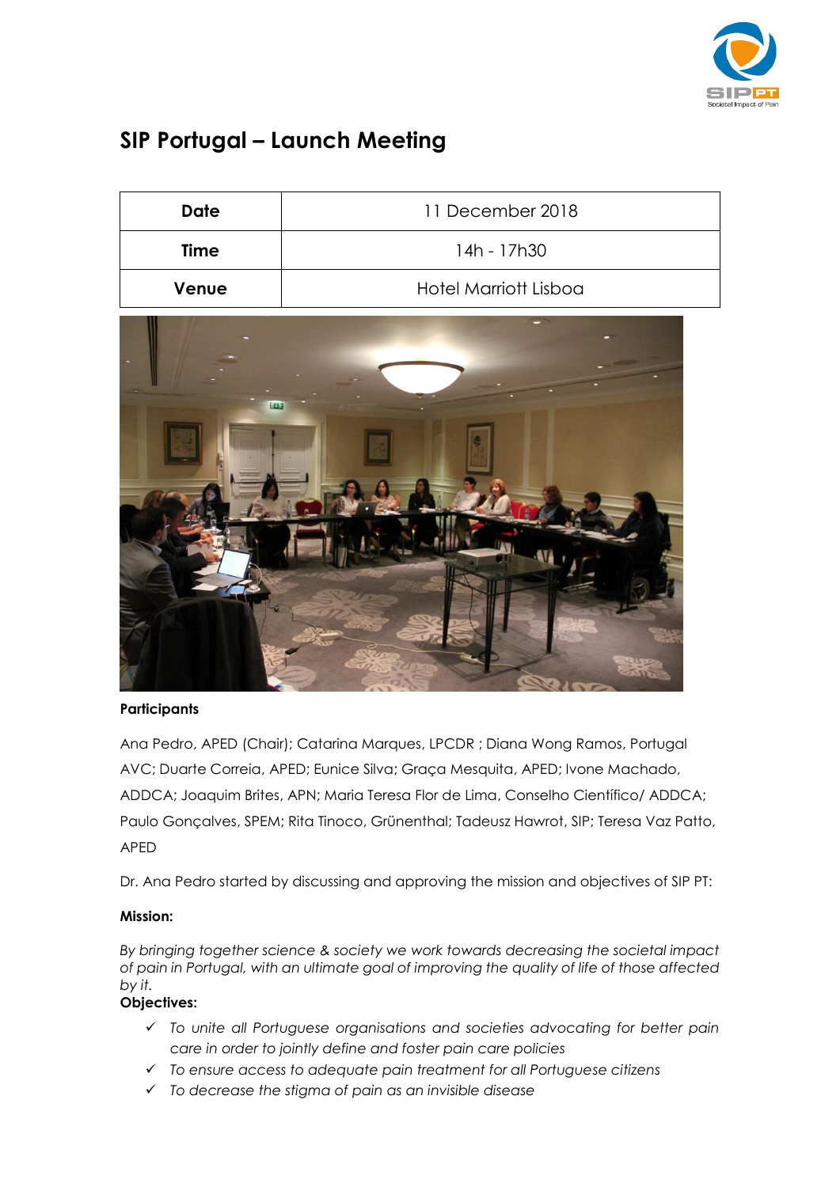# SIP Portugal – Launch Meeting

| Date | 11 December 2018 |
|---|---|
| Time | 14h - 17h30 |
| Venue | Hotel Marriott Lisboa |

**Participants**

Ana Pedro, APED (Chair); Catarina Marques, LPCDR ; Diana Wong Ramos, Portugal AVC; Duarte Correia, APED; Eunice Silva; Graça Mesquita, APED; Ivone Machado, ADDCA; Joaquim Brites, APN; Maria Teresa Flor de Lima, Conselho Científico/ ADDCA; Paulo Gonçalves, SPEM; Rita Tinoco, Grünenthal; Tadeusz Hawrot, SIP; Teresa Vaz Patto, APED

Dr. Ana Pedro started by discussing and approving the mission and objectives of SIP PT:

**Mission:**

*By bringing together science & society we work towards decreasing the societal impact of pain in Portugal, with an ultimate goal of improving the quality of life of those affected by it.*

**Objectives:**

- ✓ *To unite all Portuguese organisations and societies advocating for better pain care in order to jointly define and foster pain care policies*
- ✓ *To ensure access to adequate pain treatment for all Portuguese citizens*
- ✓ *To decrease the stigma of pain as an invisible disease*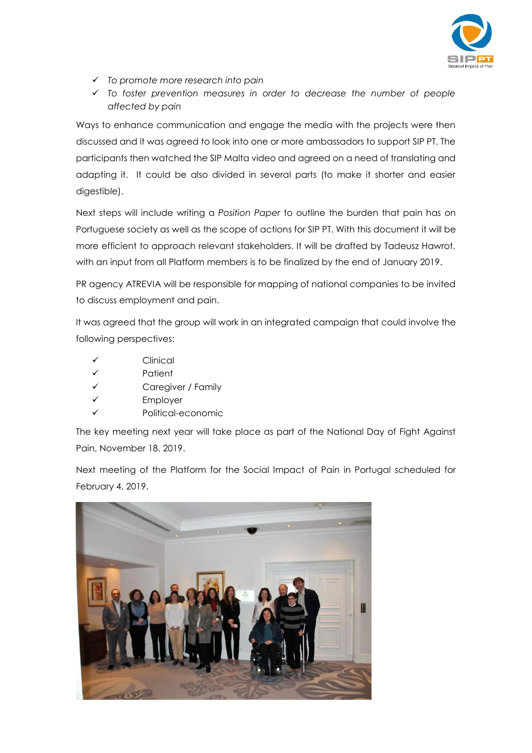- ✓ *To promote more research into pain*
- ✓ *To foster prevention measures in order to decrease the number of people affected by pain*

Ways to enhance communication and engage the media with the projects were then discussed and it was agreed to look into one or more ambassadors to support SIP PT. The participants then watched the SIP Malta video and agreed on a need of translating and adapting it. It could be also divided in several parts (to make it shorter and easier digestible).

Next steps will include writing a *Position Paper* to outline the burden that pain has on Portuguese society as well as the scope of actions for SIP PT. With this document it will be more efficient to approach relevant stakeholders. It will be drafted by Tadeusz Hawrot, with an input from all Platform members is to be finalized by the end of January 2019.

PR agency ATREVIA will be responsible for mapping of national companies to be invited to discuss employment and pain.

It was agreed that the group will work in an integrated campaign that could involve the following perspectives:

- ✓ Clinical
- ✓ Patient
- ✓ Caregiver / Family
- ✓ Employer
- ✓ Political-economic

The key meeting next year will take place as part of the National Day of Fight Against Pain, November 18, 2019.

Next meeting of the Platform for the Social Impact of Pain in Portugal scheduled for February 4, 2019.